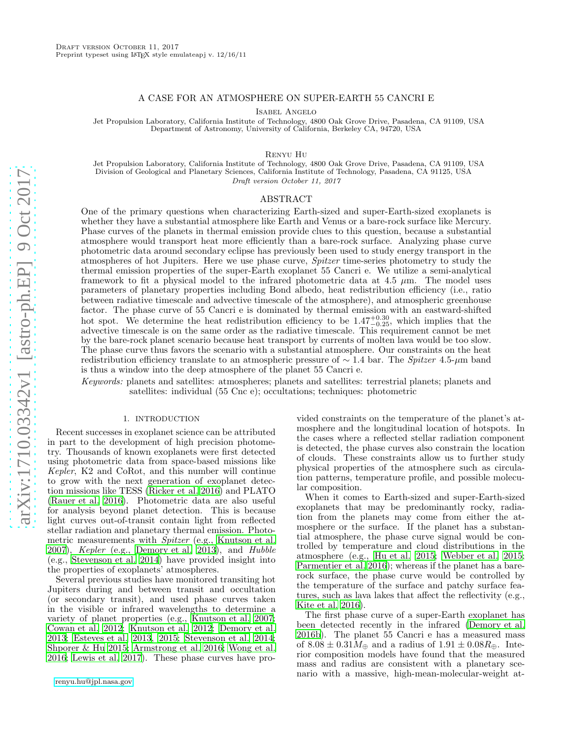# A CASE FOR AN ATMOSPHERE ON SUPER-EARTH 55 CANCRI E

Isabel Angelo

Jet Propulsion Laboratory, California Institute of Technology, 4800 Oak Grove Drive, Pasadena, CA 91109, USA
Department of Astronomy, University of California, Berkeley CA, 94720, USA

Renyu Hu

Jet Propulsion Laboratory, California Institute of Technology, 4800 Oak Grove Drive, Pasadena, CA 91109, USA
Division of Geological and Planetary Sciences, California Institute of Technology, Pasadena, CA 91125, USA

*Draft version October 11, 2017*

## ABSTRACT

One of the primary questions when characterizing Earth-sized and super-Earth-sized exoplanets is whether they have a substantial atmosphere like Earth and Venus or a bare-rock surface like Mercury. Phase curves of the planets in thermal emission provide clues to this question, because a substantial atmosphere would transport heat more efficiently than a bare-rock surface. Analyzing phase curve photometric data around secondary eclipse has previously been used to study energy transport in the atmospheres of hot Jupiters. Here we use phase curve, *Spitzer* time-series photometry to study the thermal emission properties of the super-Earth exoplanet 55 Cancri e. We utilize a semi-analytical framework to fit a physical model to the infrared photometric data at 4.5 $\mu$m. The model uses parameters of planetary properties including Bond albedo, heat redistribution efficiency (i.e., ratio between radiative timescale and advective timescale of the atmosphere), and atmospheric greenhouse factor. The phase curve of 55 Cancri e is dominated by thermal emission with an eastward-shifted hot spot. We determine the heat redistribution efficiency to be $1.47^{+0.30}_{-0.25}$, which implies that the advective timescale is on the same order as the radiative timescale. This requirement cannot be met by the bare-rock planet scenario because heat transport by currents of molten lava would be too slow. The phase curve thus favors the scenario with a substantial atmosphere. Our constraints on the heat redistribution efficiency translate to an atmospheric pressure of $\sim 1.4$ bar. The *Spitzer* 4.5-$\mu$m band is thus a window into the deep atmosphere of the planet 55 Cancri e.

*Keywords:* planets and satellites: atmospheres; planets and satellites: terrestrial planets; planets and satellites: individual (55 Cnc e); occultations; techniques: photometric

## 1. INTRODUCTION

Recent successes in exoplanet science can be attributed in part to the development of high precision photometry. Thousands of known exoplanets were first detected using photometric data from space-based missions like *Kepler*, K2 and CoRot, and this number will continue to grow with the next generation of exoplanet detection missions like TESS (Ricker et al. 2016) and PLATO (Rauer et al. 2016). Photometric data are also useful for analysis beyond planet detection. This is because light curves out-of-transit contain light from reflected stellar radiation and planetary thermal emission. Photometric measurements with *Spitzer* (e.g., Knutson et al. 2007), *Kepler* (e.g., Demory et al. 2013), and *Hubble* (e.g., Stevenson et al. 2014) have provided insight into the properties of exoplanets' atmospheres.

Several previous studies have monitored transiting hot Jupiters during and between transit and occultation (or secondary transit), and used phase curves taken in the visible or infrared wavelengths to determine a variety of planet properties (e.g., Knutson et al. 2007; Cowan et al. 2012; Knutson et al. 2012; Demory et al. 2013; Esteves et al. 2013, 2015; Stevenson et al. 2014; Shporer & Hu 2015; Armstrong et al. 2016; Wong et al. 2016; Lewis et al. 2017). These phase curves have provided constraints on the temperature of the planet's atmosphere and the longitudinal location of hotspots. In the cases where a reflected stellar radiation component is detected, the phase curves also constrain the location of clouds. These constraints allow us to further study physical properties of the atmosphere such as circulation patterns, temperature profile, and possible molecular composition.

When it comes to Earth-sized and super-Earth-sized exoplanets that may be predominantly rocky, radiation from the planets may come from either the atmosphere or the surface. If the planet has a substantial atmosphere, the phase curve signal would be controlled by temperature and cloud distributions in the atmosphere (e.g., Hu et al. 2015; Webber et al. 2015; Parmentier et al. 2016); whereas if the planet has a bare-rock surface, the phase curve would be controlled by the temperature of the surface and patchy surface features, such as lava lakes that affect the reflectivity (e.g., Kite et al. 2016).

The first phase curve of a super-Earth exoplanet has been detected recently in the infrared (Demory et al. 2016b). The planet 55 Cancri e has a measured mass of $8.08 \pm 0.31 M_{\oplus}$ and a radius of $1.91 \pm 0.08 R_{\oplus}$. Interior composition models have found that the measured mass and radius are consistent with a planetary scenario with a massive, high-mean-molecular-weight at-

renyu.hu@jpl.nasa.gov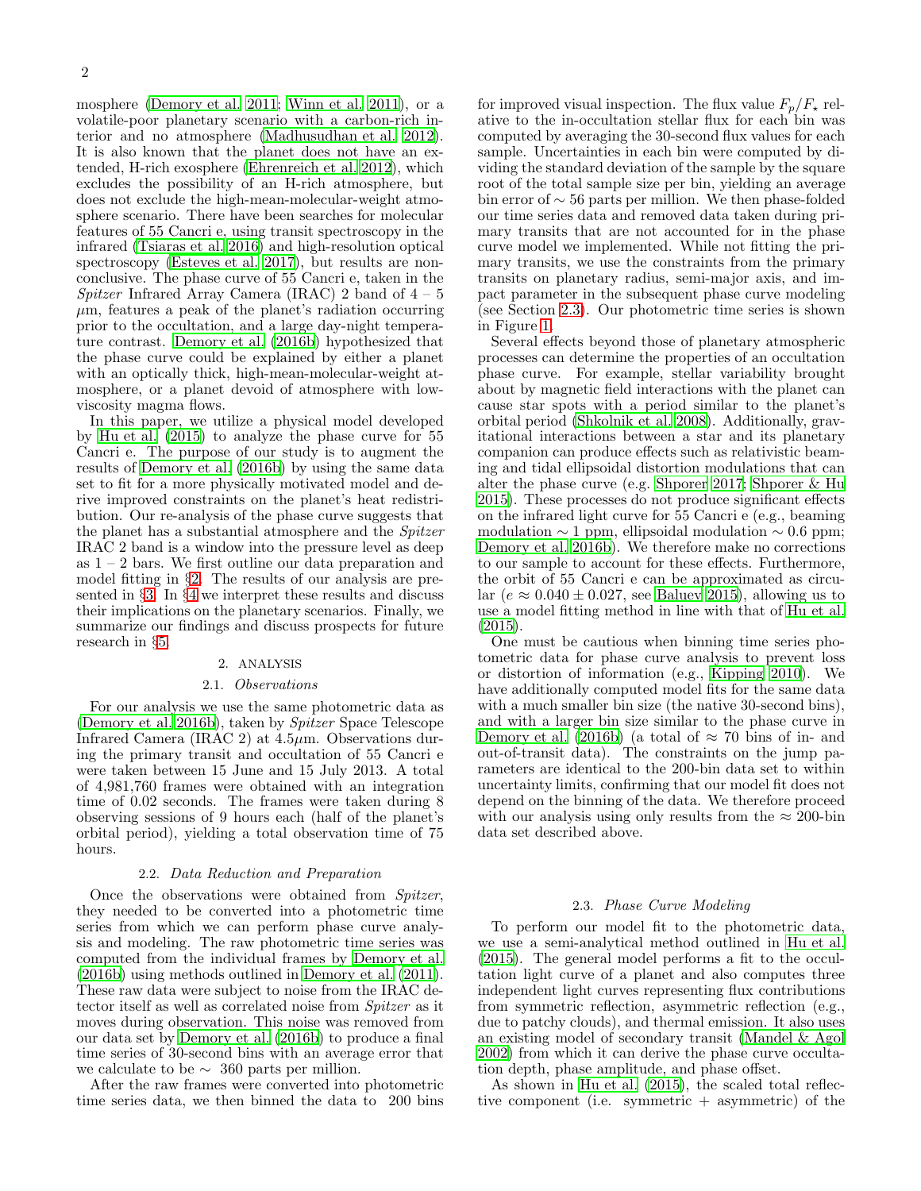mosphere (Demory et al. 2011; Winn et al. 2011), or a volatile-poor planetary scenario with a carbon-rich interior and no atmosphere (Madhusudhan et al. 2012). It is also known that the planet does not have an extended, H-rich exosphere (Ehrenreich et al. 2012), which excludes the possibility of an H-rich atmosphere, but does not exclude the high-mean-molecular-weight atmosphere scenario. There have been searches for molecular features of 55 Cancri e, using transit spectroscopy in the infrared (Tsiaras et al. 2016) and high-resolution optical spectroscopy (Esteves et al. 2017), but results are nonconclusive. The phase curve of 55 Cancri e, taken in the *Spitzer* Infrared Array Camera (IRAC) 2 band of 4 – 5 $\mu$m, features a peak of the planet's radiation occurring prior to the occultation, and a large day-night temperature contrast. Demory et al. (2016b) hypothesized that the phase curve could be explained by either a planet with an optically thick, high-mean-molecular-weight atmosphere, or a planet devoid of atmosphere with low-viscosity magma flows.

In this paper, we utilize a physical model developed by Hu et al. (2015) to analyze the phase curve for 55 Cancri e. The purpose of our study is to augment the results of Demory et al. (2016b) by using the same data set to fit for a more physically motivated model and derive improved constraints on the planet's heat redistribution. Our re-analysis of the phase curve suggests that the planet has a substantial atmosphere and the *Spitzer* IRAC 2 band is a window into the pressure level as deep as 1 – 2 bars. We first outline our data preparation and model fitting in §2. The results of our analysis are presented in §3. In §4 we interpret these results and discuss their implications on the planetary scenarios. Finally, we summarize our findings and discuss prospects for future research in §5.

## 2. ANALYSIS

### 2.1. *Observations*

For our analysis we use the same photometric data as (Demory et al. 2016b), taken by *Spitzer* Space Telescope Infrared Camera (IRAC 2) at 4.5$\mu$m. Observations during the primary transit and occultation of 55 Cancri e were taken between 15 June and 15 July 2013. A total of 4,981,760 frames were obtained with an integration time of 0.02 seconds. The frames were taken during 8 observing sessions of 9 hours each (half of the planet's orbital period), yielding a total observation time of 75 hours.

### 2.2. *Data Reduction and Preparation*

Once the observations were obtained from *Spitzer*, they needed to be converted into a photometric time series from which we can perform phase curve analysis and modeling. The raw photometric time series was computed from the individual frames by Demory et al. (2016b) using methods outlined in Demory et al. (2011). These raw data were subject to noise from the IRAC detector itself as well as correlated noise from *Spitzer* as it moves during observation. This noise was removed from our data set by Demory et al. (2016b) to produce a final time series of 30-second bins with an average error that we calculate to be $\sim$ 360 parts per million.

After the raw frames were converted into photometric time series data, we then binned the data to 200 bins for improved visual inspection. The flux value $F_p/F_\star$ relative to the in-occultation stellar flux for each bin was computed by averaging the 30-second flux values for each sample. Uncertainties in each bin were computed by dividing the standard deviation of the sample by the square root of the total sample size per bin, yielding an average bin error of $\sim$ 56 parts per million. We then phase-folded our time series data and removed data taken during primary transits that are not accounted for in the phase curve model we implemented. While not fitting the primary transits, we use the constraints from the primary transits on planetary radius, semi-major axis, and impact parameter in the subsequent phase curve modeling (see Section 2.3). Our photometric time series is shown in Figure 1.

Several effects beyond those of planetary atmospheric processes can determine the properties of an occultation phase curve. For example, stellar variability brought about by magnetic field interactions with the planet can cause star spots with a period similar to the planet's orbital period (Shkolnik et al. 2008). Additionally, gravitational interactions between a star and its planetary companion can produce effects such as relativistic beaming and tidal ellipsoidal distortion modulations that can alter the phase curve (e.g. Shporer 2017; Shporer & Hu 2015). These processes do not produce significant effects on the infrared light curve for 55 Cancri e (e.g., beaming modulation $\sim$ 1 ppm, ellipsoidal modulation $\sim$ 0.6 ppm; Demory et al. 2016b). We therefore make no corrections to our sample to account for these effects. Furthermore, the orbit of 55 Cancri e can be approximated as circular ($e \approx 0.040 \pm 0.027$, see Baluev 2015), allowing us to use a model fitting method in line with that of Hu et al. (2015).

One must be cautious when binning time series photometric data for phase curve analysis to prevent loss or distortion of information (e.g., Kipping 2010). We have additionally computed model fits for the same data with a much smaller bin size (the native 30-second bins), and with a larger bin size similar to the phase curve in Demory et al. (2016b) (a total of $\approx$ 70 bins of in- and out-of-transit data). The constraints on the jump parameters are identical to the 200-bin data set to within uncertainty limits, confirming that our model fit does not depend on the binning of the data. We therefore proceed with our analysis using only results from the $\approx$ 200-bin data set described above.

### 2.3. *Phase Curve Modeling*

To perform our model fit to the photometric data, we use a semi-analytical method outlined in Hu et al. (2015). The general model performs a fit to the occultation light curve of a planet and also computes three independent light curves representing flux contributions from symmetric reflection, asymmetric reflection (e.g., due to patchy clouds), and thermal emission. It also uses an existing model of secondary transit (Mandel & Agol 2002) from which it can derive the phase curve occultation depth, phase amplitude, and phase offset.

As shown in Hu et al. (2015), the scaled total reflective component (i.e. symmetric + asymmetric) of the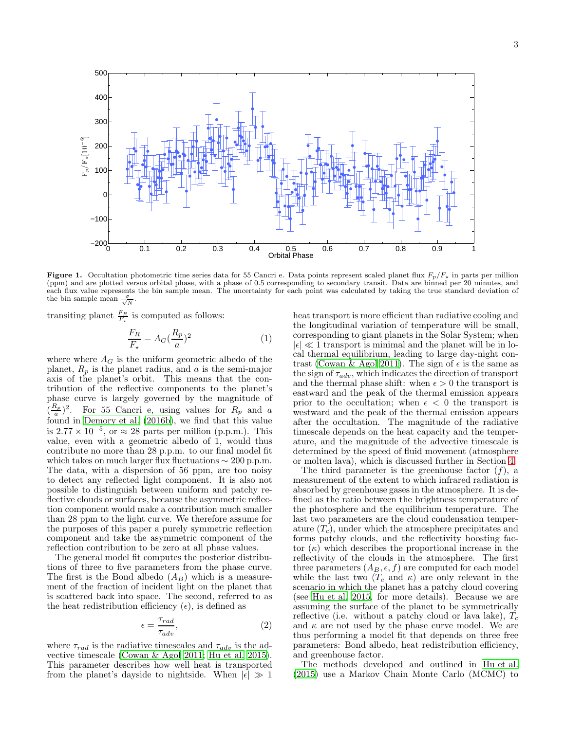**Figure 1.** Occultation photometric time series data for 55 Cancri e. Data points represent scaled planet flux $F_p/F_\star$ in parts per million (ppm) and are plotted versus orbital phase, with a phase of 0.5 corresponding to secondary transit. Data are binned per 20 minutes, and each flux value represents the bin sample mean. The uncertainty for each point was calculated by taking the true standard deviation of the bin sample mean $\frac{\sigma}{\sqrt{N}}$.

transiting planet $\frac{F_R}{F_\star}$ is computed as follows:

$$\frac{F_R}{F_\star} = A_G(\frac{R_p}{a})^2 \tag{1}$$

where where $A_G$ is the uniform geometric albedo of the planet, $R_p$ is the planet radius, and $a$ is the semi-major axis of the planet's orbit. This means that the contribution of the reflective components to the planet's phase curve is largely governed by the magnitude of $(\frac{R_p}{a})^2$. For 55 Cancri e, using values for $R_p$ and $a$ found in Demory et al. (2016b), we find that this value is $2.77 \times 10^{-5}$, or $\approx 28$ parts per million (p.p.m.). This value, even with a geometric albedo of 1, would thus contribute no more than 28 p.p.m. to our final model fit which takes on much larger flux fluctuations $\sim 200$ p.p.m. The data, with a dispersion of 56 ppm, are too noisy to detect any reflected light component. It is also not possible to distinguish between uniform and patchy reflective clouds or surfaces, because the asymmetric reflection component would make a contribution much smaller than 28 ppm to the light curve. We therefore assume for the purposes of this paper a purely symmetric reflection component and take the asymmetric component of the reflection contribution to be zero at all phase values.

The general model fit computes the posterior distributions of three to five parameters from the phase curve. The first is the Bond albedo ($A_B$) which is a measurement of the fraction of incident light on the planet that is scattered back into space. The second, referred to as the heat redistribution efficiency ($\epsilon$), is defined as

$$\epsilon = \frac{\tau_{rad}}{\tau_{adv}}, \tag{2}$$

where $\tau_{rad}$ is the radiative timescales and $\tau_{adv}$ is the advective timescale (Cowan & Agol 2011; Hu et al. 2015). This parameter describes how well heat is transported from the planet's dayside to nightside. When $|\epsilon| \gg 1$ heat transport is more efficient than radiative cooling and the longitudinal variation of temperature will be small, corresponding to giant planets in the Solar System; when $|\epsilon| \ll 1$ transport is minimal and the planet will be in local thermal equilibrium, leading to large day-night contrast (Cowan & Agol 2011). The sign of $\epsilon$ is the same as the sign of $\tau_{adv}$, which indicates the direction of transport and the thermal phase shift: when $\epsilon > 0$ the transport is eastward and the peak of the thermal emission appears prior to the occultation; when $\epsilon < 0$ the transport is westward and the peak of the thermal emission appears after the occultation. The magnitude of the radiative timescale depends on the heat capacity and the temperature, and the magnitude of the advective timescale is determined by the speed of fluid movement (atmosphere or molten lava), which is discussed further in Section 4.

The third parameter is the greenhouse factor ($f$), a measurement of the extent to which infrared radiation is absorbed by greenhouse gases in the atmosphere. It is defined as the ratio between the brightness temperature of the photosphere and the equilibrium temperature. The last two parameters are the cloud condensation temperature ($T_c$), under which the atmosphere precipitates and forms patchy clouds, and the reflectivity boosting factor ($\kappa$) which describes the proportional increase in the reflectivity of the clouds in the atmosphere. The first three parameters ($A_B, \epsilon, f$) are computed for each model while the last two ($T_c$ and $\kappa$) are only relevant in the scenario in which the planet has a patchy cloud covering (see Hu et al. 2015, for more details). Because we are assuming the surface of the planet to be symmetrically reflective (i.e. without a patchy cloud or lava lake), $T_c$ and $\kappa$ are not used by the phase curve model. We are thus performing a model fit that depends on three free parameters: Bond albedo, heat redistribution efficiency, and greenhouse factor.

The methods developed and outlined in Hu et al. (2015) use a Markov Chain Monte Carlo (MCMC) to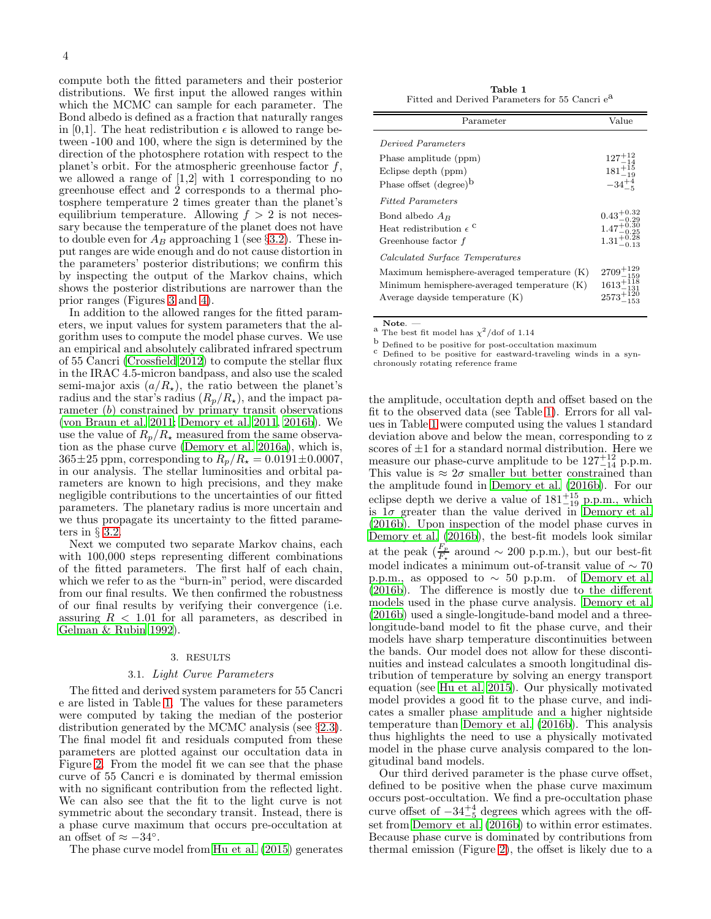compute both the fitted parameters and their posterior distributions. We first input the allowed ranges within which the MCMC can sample for each parameter. The Bond albedo is defined as a fraction that naturally ranges in [0,1]. The heat redistribution $\epsilon$ is allowed to range between -100 and 100, where the sign is determined by the direction of the photosphere rotation with respect to the planet's orbit. For the atmospheric greenhouse factor $f$, we allowed a range of [1,2] with 1 corresponding to no greenhouse effect and 2 corresponds to a thermal photosphere temperature 2 times greater than the planet's equilibrium temperature. Allowing $f > 2$ is not necessary because the temperature of the planet does not have to double even for $A_B$ approaching 1 (see §3.2). These input ranges are wide enough and do not cause distortion in the parameters' posterior distributions; we confirm this by inspecting the output of the Markov chains, which shows the posterior distributions are narrower than the prior ranges (Figures 3 and 4).

In addition to the allowed ranges for the fitted parameters, we input values for system parameters that the algorithm uses to compute the model phase curves. We use an empirical and absolutely calibrated infrared spectrum of 55 Cancri (Crossfield 2012) to compute the stellar flux in the IRAC 4.5-micron bandpass, and also use the scaled semi-major axis $(a/R_\star)$, the ratio between the planet's radius and the star's radius $(R_p/R_\star)$, and the impact parameter $(b)$ constrained by primary transit observations (von Braun et al. 2011; Demory et al. 2011, 2016b). We use the value of $R_p/R_\star$ measured from the same observation as the phase curve (Demory et al. 2016a), which is, $365 \pm 25$ ppm, corresponding to $R_p/R_\star = 0.0191 \pm 0.0007$, in our analysis. The stellar luminosities and orbital parameters are known to high precisions, and they make negligible contributions to the uncertainties of our fitted parameters. The planetary radius is more uncertain and we thus propagate its uncertainty to the fitted parameters in § 3.2.

Next we computed two separate Markov chains, each with 100,000 steps representing different combinations of the fitted parameters. The first half of each chain, which we refer to as the "burn-in" period, were discarded from our final results. We then confirmed the robustness of our final results by verifying their convergence (i.e. assuring $R < 1.01$ for all parameters, as described in Gelman & Rubin 1992).

## 3. RESULTS

### 3.1. *Light Curve Parameters*

The fitted and derived system parameters for 55 Cancri e are listed in Table 1. The values for these parameters were computed by taking the median of the posterior distribution generated by the MCMC analysis (see §2.3). The final model fit and residuals computed from these parameters are plotted against our occultation data in Figure 2. From the model fit we can see that the phase curve of 55 Cancri e is dominated by thermal emission with no significant contribution from the reflected light. We can also see that the fit to the light curve is not symmetric about the secondary transit. Instead, there is a phase curve maximum that occurs pre-occultation at an offset of $\approx -34°$.

**Table 1**
Fitted and Derived Parameters for 55 Cancri e[a]

| Parameter | Value |
|---|---|
| *Derived Parameters* | |
| Phase amplitude (ppm) | $127^{+12}_{-14}$ |
| Eclipse depth (ppm) | $181^{+15}_{-19}$ |
| Phase offset (degree)[b] | $-34^{+4}_{-5}$ |
| *Fitted Parameters* | |
| Bond albedo $A_B$ | $0.43^{+0.32}_{-0.29}$ |
| Heat redistribution $\epsilon$ [c] | $1.47^{+0.30}_{-0.25}$ |
| Greenhouse factor $f$ | $1.31^{+0.28}_{-0.13}$ |
| *Calculated Surface Temperatures* | |
| Maximum hemisphere-averaged temperature (K) | $2709^{+129}_{-159}$ |
| Minimum hemisphere-averaged temperature (K) | $1613^{+118}_{-131}$ |
| Average dayside temperature (K) | $2573^{+120}_{-153}$ |

**Note**. —
[a] The best fit model has $\chi^2$/dof of 1.14
[b] Defined to be positive for post-occultation maximum
[c] Defined to be positive for eastward-traveling winds in a synchronously rotating reference frame

The phase curve model from Hu et al. (2015) generates the amplitude, occultation depth and offset based on the fit to the observed data (see Table 1). Errors for all values in Table 1 were computed using the values 1 standard deviation above and below the mean, corresponding to z scores of $\pm 1$ for a standard normal distribution. Here we measure our phase-curve amplitude to be $127^{+12}_{-14}$ p.p.m. This value is $\approx 2\sigma$ smaller but better constrained than the amplitude found in Demory et al. (2016b). For our eclipse depth we derive a value of $181^{+15}_{-19}$ p.p.m., which is $1\sigma$ greater than the value derived in Demory et al. (2016b). Upon inspection of the model phase curves in Demory et al. (2016b), the best-fit models look similar at the peak ($\frac{F_p}{F_\star}$ around $\sim 200$ p.p.m.), but our best-fit model indicates a minimum out-of-transit value of $\sim 70$ p.p.m., as opposed to $\sim 50$ p.p.m. of Demory et al. (2016b). The difference is mostly due to the different models used in the phase curve analysis. Demory et al. (2016b) used a single-longitude-band model and a three-longitude-band model to fit the phase curve, and their models have sharp temperature discontinuities between the bands. Our model does not allow for these discontinuities and instead calculates a smooth longitudinal distribution of temperature by solving an energy transport equation (see Hu et al. 2015). Our physically motivated model provides a good fit to the phase curve, and indicates a smaller phase amplitude and a higher nightside temperature than Demory et al. (2016b). This analysis thus highlights the need to use a physically motivated model in the phase curve analysis compared to the longitudinal band models.

Our third derived parameter is the phase curve offset, defined to be positive when the phase curve maximum occurs post-occultation. We find a pre-occultation phase curve offset of $-34^{+4}_{-5}$ degrees which agrees with the offset from Demory et al. (2016b) to within error estimates. Because phase curve is dominated by contributions from thermal emission (Figure 2), the offset is likely due to a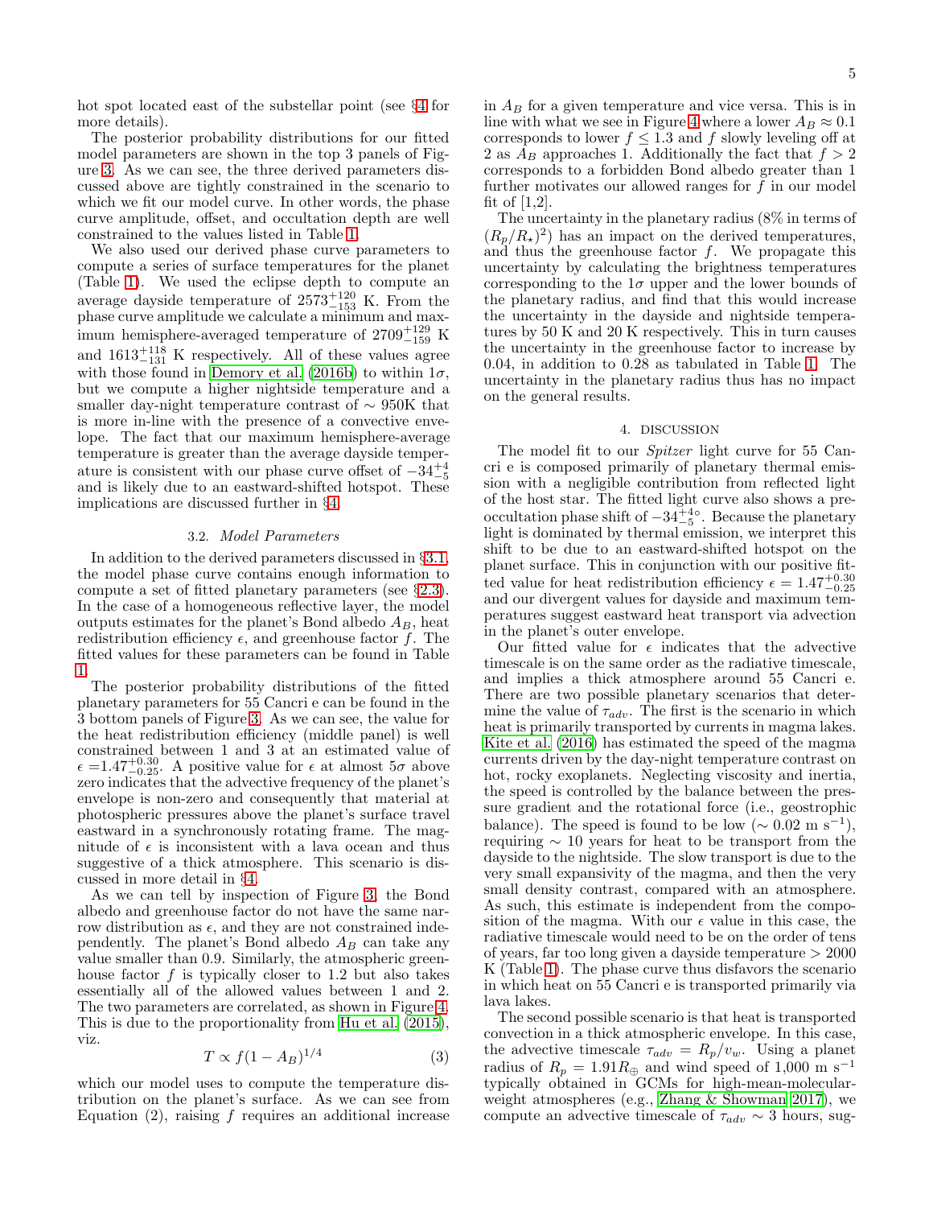hot spot located east of the substellar point (see §4 for more details).

The posterior probability distributions for our fitted model parameters are shown in the top 3 panels of Figure 3. As we can see, the three derived parameters discussed above are tightly constrained in the scenario to which we fit our model curve. In other words, the phase curve amplitude, offset, and occultation depth are well constrained to the values listed in Table 1.

We also used our derived phase curve parameters to compute a series of surface temperatures for the planet (Table 1). We used the eclipse depth to compute an average dayside temperature of $2573^{+120}_{-153}$ K. From the phase curve amplitude we calculate a minimum and maximum hemisphere-averaged temperature of $2709^{+129}_{-159}$ K and $1613^{+118}_{-131}$ K respectively. All of these values agree with those found in Demory et al. (2016b) to within $1\sigma$, but we compute a higher nightside temperature and a smaller day-night temperature contrast of $\sim$ 950K that is more in-line with the presence of a convective envelope. The fact that our maximum hemisphere-average temperature is greater than the average dayside temperature is consistent with our phase curve offset of $-34^{+4}_{-5}$ and is likely due to an eastward-shifted hotspot. These implications are discussed further in §4.

### 3.2. *Model Parameters*

In addition to the derived parameters discussed in §3.1, the model phase curve contains enough information to compute a set of fitted planetary parameters (see §2.3). In the case of a homogeneous reflective layer, the model outputs estimates for the planet's Bond albedo $A_B$, heat redistribution efficiency $\epsilon$, and greenhouse factor $f$. The fitted values for these parameters can be found in Table 1.

The posterior probability distributions of the fitted planetary parameters for 55 Cancri e can be found in the 3 bottom panels of Figure 3. As we can see, the value for the heat redistribution efficiency (middle panel) is well constrained between 1 and 3 at an estimated value of $\epsilon = 1.47^{+0.30}_{-0.25}$. A positive value for $\epsilon$ at almost $5\sigma$ above zero indicates that the advective frequency of the planet's envelope is non-zero and consequently that material at photospheric pressures above the planet's surface travel eastward in a synchronously rotating frame. The magnitude of $\epsilon$ is inconsistent with a lava ocean and thus suggestive of a thick atmosphere. This scenario is discussed in more detail in §4.

As we can tell by inspection of Figure 3, the Bond albedo and greenhouse factor do not have the same narrow distribution as $\epsilon$, and they are not constrained independently. The planet's Bond albedo $A_B$ can take any value smaller than 0.9. Similarly, the atmospheric greenhouse factor $f$ is typically closer to 1.2 but also takes essentially all of the allowed values between 1 and 2. The two parameters are correlated, as shown in Figure 4. This is due to the proportionality from Hu et al. (2015), viz.

$$T \propto f(1 - A_B)^{1/4} \tag{3}$$

which our model uses to compute the temperature distribution on the planet's surface. As we can see from Equation (2), raising $f$ requires an additional increase in $A_B$ for a given temperature and vice versa. This is in line with what we see in Figure 4 where a lower $A_B \approx 0.1$ corresponds to lower $f \leq 1.3$ and $f$ slowly leveling off at 2 as $A_B$ approaches 1. Additionally the fact that $f > 2$ corresponds to a forbidden Bond albedo greater than 1 further motivates our allowed ranges for $f$ in our model fit of [1,2].

The uncertainty in the planetary radius (8% in terms of $(R_p/R_\star)^2$) has an impact on the derived temperatures, and thus the greenhouse factor $f$. We propagate this uncertainty by calculating the brightness temperatures corresponding to the $1\sigma$ upper and the lower bounds of the planetary radius, and find that this would increase the uncertainty in the dayside and nightside temperatures by 50 K and 20 K respectively. This in turn causes the uncertainty in the greenhouse factor to increase by 0.04, in addition to 0.28 as tabulated in Table 1. The uncertainty in the planetary radius thus has no impact on the general results.

## 4. DISCUSSION

The model fit to our *Spitzer* light curve for 55 Cancri e is composed primarily of planetary thermal emission with a negligible contribution from reflected light of the host star. The fitted light curve also shows a pre-occultation phase shift of $-34^{+4\circ}_{-5}$. Because the planetary light is dominated by thermal emission, we interpret this shift to be due to an eastward-shifted hotspot on the planet surface. This in conjunction with our positive fitted value for heat redistribution efficiency $\epsilon = 1.47^{+0.30}_{-0.25}$ and our divergent values for dayside and maximum temperatures suggest eastward heat transport via advection in the planet's outer envelope.

Our fitted value for $\epsilon$ indicates that the advective timescale is on the same order as the radiative timescale, and implies a thick atmosphere around 55 Cancri e. There are two possible planetary scenarios that determine the value of $\tau_{adv}$. The first is the scenario in which heat is primarily transported by currents in magma lakes. Kite et al. (2016) has estimated the speed of the magma currents driven by the day-night temperature contrast on hot, rocky exoplanets. Neglecting viscosity and inertia, the speed is controlled by the balance between the pressure gradient and the rotational force (i.e., geostrophic balance). The speed is found to be low ($\sim 0.02$ m s$^{-1}$), requiring $\sim$ 10 years for heat to be transport from the dayside to the nightside. The slow transport is due to the very small expansivity of the magma, and then the very small density contrast, compared with an atmosphere. As such, this estimate is independent from the composition of the magma. With our $\epsilon$ value in this case, the radiative timescale would need to be on the order of tens of years, far too long given a dayside temperature > 2000 K (Table 1). The phase curve thus disfavors the scenario in which heat on 55 Cancri e is transported primarily via lava lakes.

The second possible scenario is that heat is transported convection in a thick atmospheric envelope. In this case, the advective timescale $\tau_{adv} = R_p/v_w$. Using a planet radius of $R_p = 1.91 R_\oplus$ and wind speed of 1,000 m s$^{-1}$ typically obtained in GCMs for high-mean-molecular-weight atmospheres (e.g., Zhang & Showman 2017), we compute an advective timescale of $\tau_{adv} \sim 3$ hours, sug-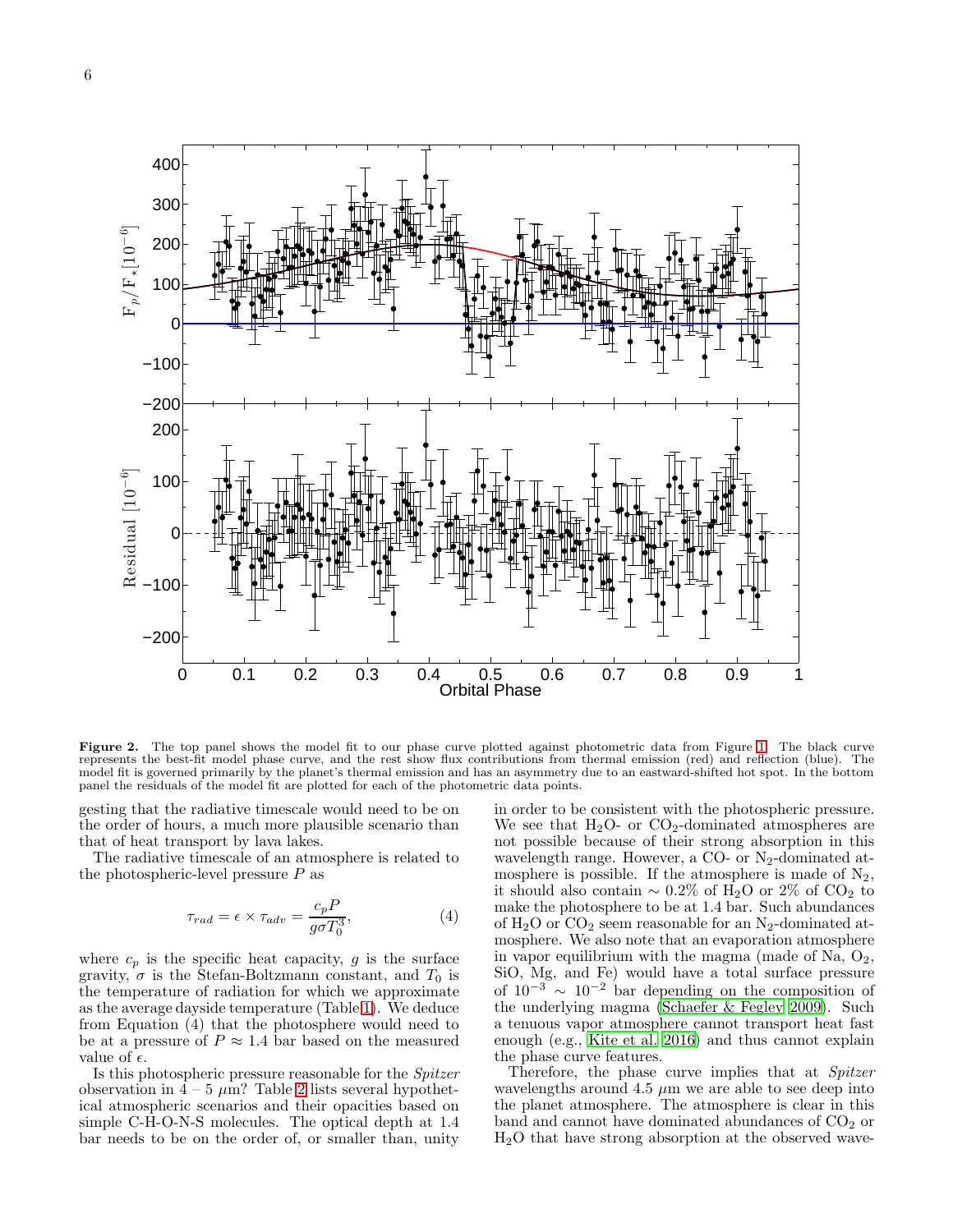**Figure 2.** The top panel shows the model fit to our phase curve plotted against photometric data from Figure 1. The black curve represents the best-fit model phase curve, and the rest show flux contributions from thermal emission (red) and reflection (blue). The model fit is governed primarily by the planet's thermal emission and has an asymmetry due to an eastward-shifted hot spot. In the bottom panel the residuals of the model fit are plotted for each of the photometric data points.

gesting that the radiative timescale would need to be on the order of hours, a much more plausible scenario than that of heat transport by lava lakes.

The radiative timescale of an atmosphere is related to the photospheric-level pressure $P$ as

$$\tau_{rad} = \epsilon \times \tau_{adv} = \frac{c_p P}{g \sigma T_0^3}, \tag{4}$$

where $c_p$ is the specific heat capacity, $g$ is the surface gravity, $\sigma$ is the Stefan-Boltzmann constant, and $T_0$ is the temperature of radiation for which we approximate as the average dayside temperature (Table 1). We deduce from Equation (4) that the photosphere would need to be at a pressure of $P \approx 1.4$ bar based on the measured value of $\epsilon$.

Is this photospheric pressure reasonable for the *Spitzer* observation in $4-5$ $\mu$m? Table 2 lists several hypothetical atmospheric scenarios and their opacities based on simple C-H-O-N-S molecules. The optical depth at 1.4 bar needs to be on the order of, or smaller than, unity in order to be consistent with the photospheric pressure. We see that $H_2O$- or $CO_2$-dominated atmospheres are not possible because of their strong absorption in this wavelength range. However, a CO- or $N_2$-dominated atmosphere is possible. If the atmosphere is made of $N_2$, it should also contain $\sim 0.2\%$ of $H_2O$ or $2\%$ of $CO_2$ to make the photosphere to be at 1.4 bar. Such abundances of $H_2O$ or $CO_2$ seem reasonable for an $N_2$-dominated atmosphere. We also note that an evaporation atmosphere in vapor equilibrium with the magma (made of Na, $O_2$, SiO, Mg, and Fe) would have a total surface pressure of $10^{-3} \sim 10^{-2}$ bar depending on the composition of the underlying magma (Schaefer & Fegley 2009). Such a tenuous vapor atmosphere cannot transport heat fast enough (e.g., Kite et al. 2016) and thus cannot explain the phase curve features.

Therefore, the phase curve implies that at *Spitzer* wavelengths around 4.5 $\mu$m we are able to see deep into the planet atmosphere. The atmosphere is clear in this band and cannot have dominated abundances of $CO_2$ or $H_2O$ that have strong absorption at the observed wave-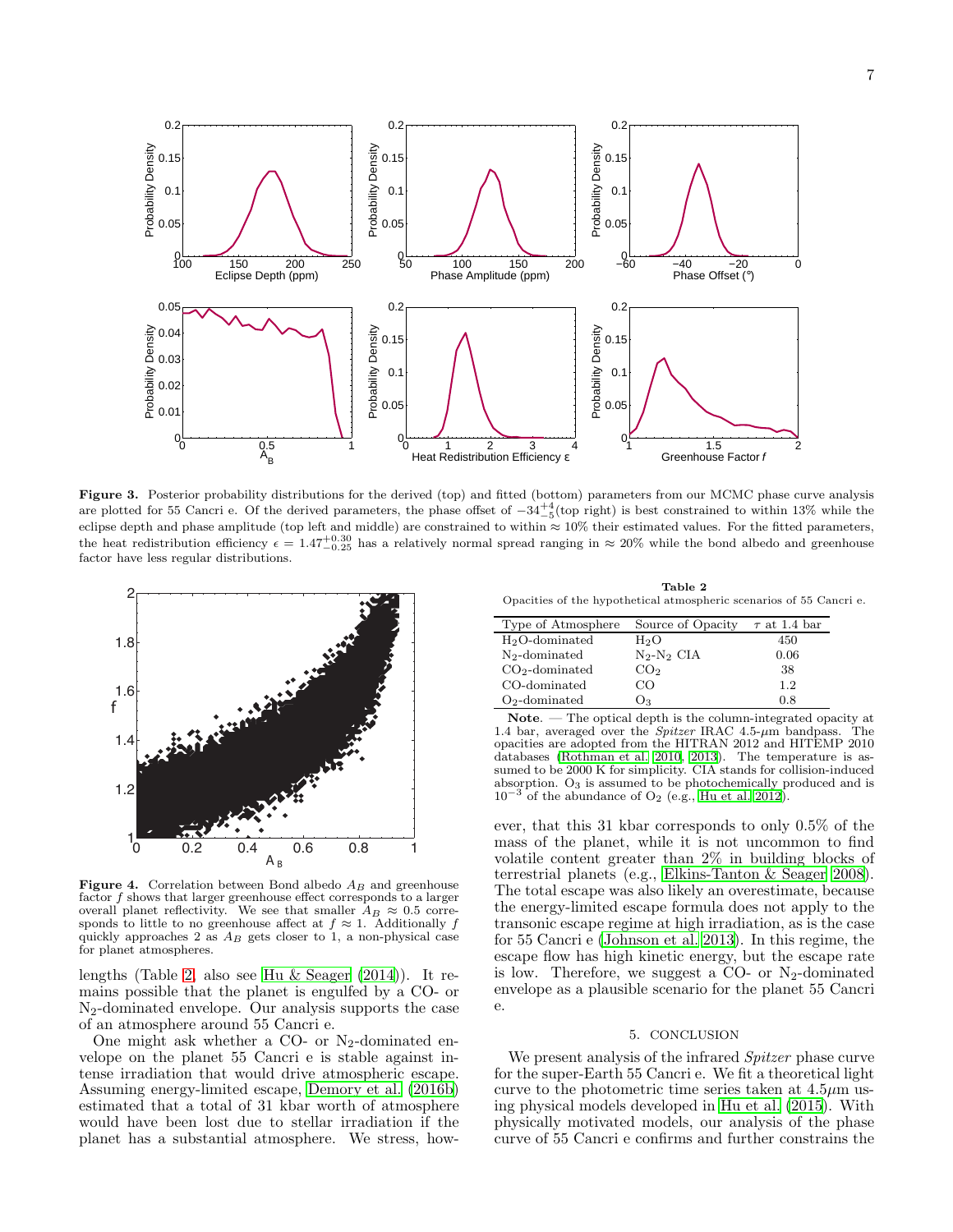**Figure 3.** Posterior probability distributions for the derived (top) and fitted (bottom) parameters from our MCMC phase curve analysis are plotted for 55 Cancri e. Of the derived parameters, the phase offset of $-34^{+4}_{-5}$(top right) is best constrained to within 13% while the eclipse depth and phase amplitude (top left and middle) are constrained to within $\approx$ 10% their estimated values. For the fitted parameters, the heat redistribution efficiency $\epsilon = 1.47^{+0.30}_{-0.25}$ has a relatively normal spread ranging in $\approx$ 20% while the bond albedo and greenhouse factor have less regular distributions.

**Figure 4.** Correlation between Bond albedo $A_B$ and greenhouse factor $f$ shows that larger greenhouse effect corresponds to a larger overall planet reflectivity. We see that smaller $A_B \approx 0.5$ corresponds to little to no greenhouse affect at $f \approx 1$. Additionally $f$ quickly approaches 2 as $A_B$ gets closer to 1, a non-physical case for planet atmospheres.

lengths (Table 2, also see Hu & Seager (2014)). It remains possible that the planet is engulfed by a CO- or $N_2$-dominated envelope. Our analysis supports the case of an atmosphere around 55 Cancri e.

One might ask whether a CO- or $N_2$-dominated envelope on the planet 55 Cancri e is stable against intense irradiation that would drive atmospheric escape. Assuming energy-limited escape, Demory et al. (2016b) estimated that a total of 31 kbar worth of atmosphere would have been lost due to stellar irradiation if the planet has a substantial atmosphere. We stress, however, that this 31 kbar corresponds to only 0.5% of the mass of the planet, while it is not uncommon to find volatile content greater than 2% in building blocks of terrestrial planets (e.g., Elkins-Tanton & Seager 2008). The total escape was also likely an overestimate, because the energy-limited escape formula does not apply to the transonic escape regime at high irradiation, as is the case for 55 Cancri e (Johnson et al. 2013). In this regime, the escape flow has high kinetic energy, but the escape rate is low. Therefore, we suggest a CO- or $N_2$-dominated envelope as a plausible scenario for the planet 55 Cancri e.

**Table 2**
Opacities of the hypothetical atmospheric scenarios of 55 Cancri e.

| Type of Atmosphere | Source of Opacity | $\tau$ at 1.4 bar |
|---|---|---|
| $H_2O$-dominated | $H_2O$ | 450 |
| $N_2$-dominated | $N_2$-$N_2$ CIA | 0.06 |
| $CO_2$-dominated | $CO_2$ | 38 |
| CO-dominated | CO | 1.2 |
| $O_2$-dominated | $O_3$ | 0.8 |

**Note**. — The optical depth is the column-integrated opacity at 1.4 bar, averaged over the *Spitzer* IRAC 4.5-$\mu$m bandpass. The opacities are adopted from the HITRAN 2012 and HITEMP 2010 databases (Rothman et al. 2010, 2013). The temperature is assumed to be 2000 K for simplicity. CIA stands for collision-induced absorption. $O_3$ is assumed to be photochemically produced and is $10^{-3}$ of the abundance of $O_2$ (e.g., Hu et al. 2012).

## 5. CONCLUSION

We present analysis of the infrared *Spitzer* phase curve for the super-Earth 55 Cancri e. We fit a theoretical light curve to the photometric time series taken at 4.5$\mu$m using physical models developed in Hu et al. (2015). With physically motivated models, our analysis of the phase curve of 55 Cancri e confirms and further constrains the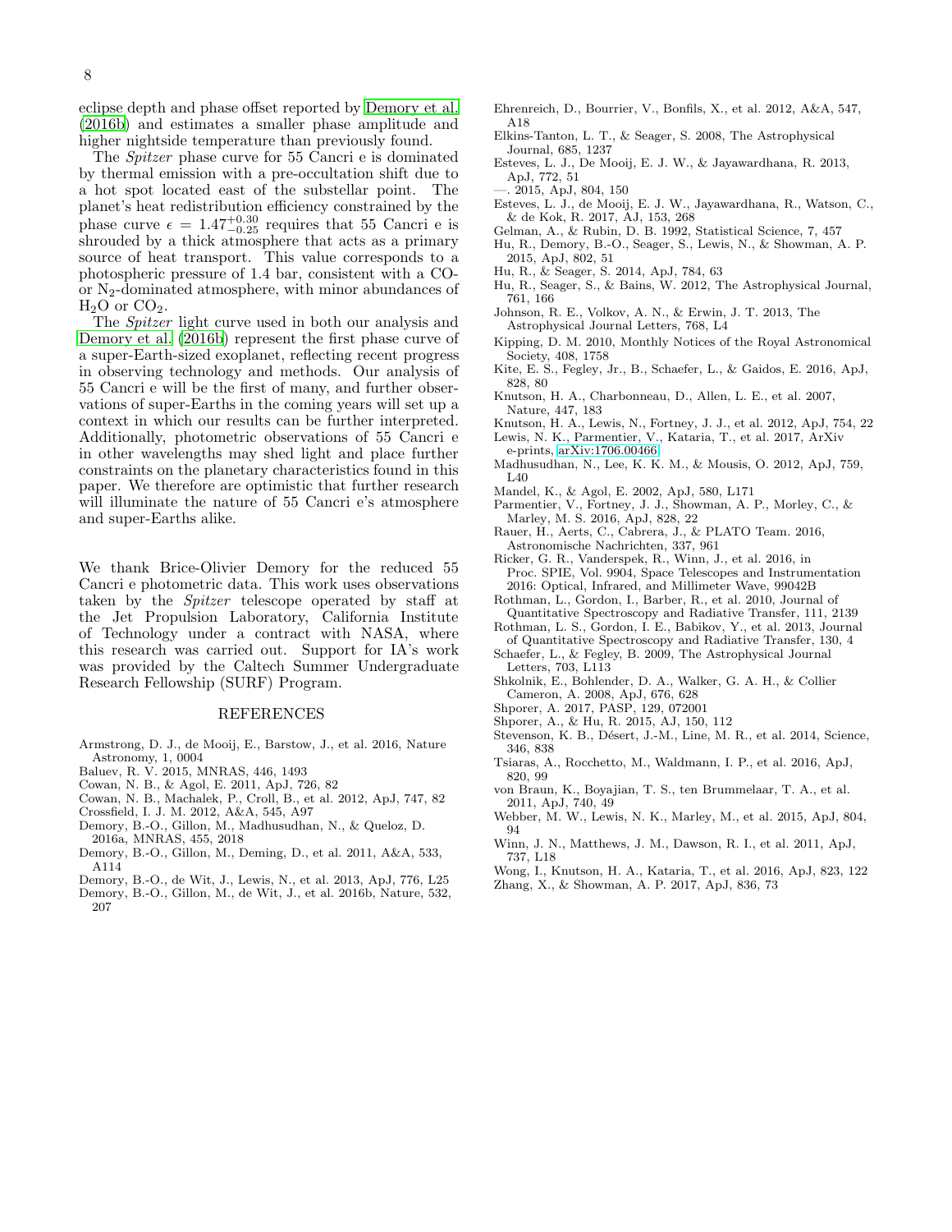eclipse depth and phase offset reported by Demory et al. (2016b) and estimates a smaller phase amplitude and higher nightside temperature than previously found.

The *Spitzer* phase curve for 55 Cancri e is dominated by thermal emission with a pre-occultation shift due to a hot spot located east of the substellar point. The planet's heat redistribution efficiency constrained by the phase curve $\epsilon = 1.47^{+0.30}_{-0.25}$ requires that 55 Cancri e is shrouded by a thick atmosphere that acts as a primary source of heat transport. This value corresponds to a photospheric pressure of 1.4 bar, consistent with a CO- or $N_2$-dominated atmosphere, with minor abundances of $H_2O$ or $CO_2$.

The *Spitzer* light curve used in both our analysis and Demory et al. (2016b) represent the first phase curve of a super-Earth-sized exoplanet, reflecting recent progress in observing technology and methods. Our analysis of 55 Cancri e will be the first of many, and further observations of super-Earths in the coming years will set up a context in which our results can be further interpreted. Additionally, photometric observations of 55 Cancri e in other wavelengths may shed light and place further constraints on the planetary characteristics found in this paper. We therefore are optimistic that further research will illuminate the nature of 55 Cancri e's atmosphere and super-Earths alike.

We thank Brice-Olivier Demory for the reduced 55 Cancri e photometric data. This work uses observations taken by the *Spitzer* telescope operated by staff at the Jet Propulsion Laboratory, California Institute of Technology under a contract with NASA, where this research was carried out. Support for IA's work was provided by the Caltech Summer Undergraduate Research Fellowship (SURF) Program.

## REFERENCES

Armstrong, D. J., de Mooij, E., Barstow, J., et al. 2016, Nature Astronomy, 1, 0004

Baluev, R. V. 2015, MNRAS, 446, 1493

Cowan, N. B., & Agol, E. 2011, ApJ, 726, 82

Cowan, N. B., Machalek, P., Croll, B., et al. 2012, ApJ, 747, 82

Crossfield, I. J. M. 2012, A&A, 545, A97

Demory, B.-O., Gillon, M., Madhusudhan, N., & Queloz, D. 2016a, MNRAS, 455, 2018

Demory, B.-O., Gillon, M., Deming, D., et al. 2011, A&A, 533, A114

Demory, B.-O., de Wit, J., Lewis, N., et al. 2013, ApJ, 776, L25

Demory, B.-O., Gillon, M., de Wit, J., et al. 2016b, Nature, 532, 207

Ehrenreich, D., Bourrier, V., Bonfils, X., et al. 2012, A&A, 547, A18

Elkins-Tanton, L. T., & Seager, S. 2008, The Astrophysical Journal, 685, 1237

Esteves, L. J., De Mooij, E. J. W., & Jayawardhana, R. 2013, ApJ, 772, 51

—. 2015, ApJ, 804, 150

Esteves, L. J., de Mooij, E. J. W., Jayawardhana, R., Watson, C., & de Kok, R. 2017, AJ, 153, 268

Gelman, A., & Rubin, D. B. 1992, Statistical Science, 7, 457

Hu, R., Demory, B.-O., Seager, S., Lewis, N., & Showman, A. P. 2015, ApJ, 802, 51

Hu, R., & Seager, S. 2014, ApJ, 784, 63

Hu, R., Seager, S., & Bains, W. 2012, The Astrophysical Journal, 761, 166

Johnson, R. E., Volkov, A. N., & Erwin, J. T. 2013, The Astrophysical Journal Letters, 768, L4

Kipping, D. M. 2010, Monthly Notices of the Royal Astronomical Society, 408, 1758

Kite, E. S., Fegley, Jr., B., Schaefer, L., & Gaidos, E. 2016, ApJ, 828, 80

Knutson, H. A., Charbonneau, D., Allen, L. E., et al. 2007, Nature, 447, 183

Knutson, H. A., Lewis, N., Fortney, J. J., et al. 2012, ApJ, 754, 22

Lewis, N. K., Parmentier, V., Kataria, T., et al. 2017, ArXiv e-prints, arXiv:1706.00466

Madhusudhan, N., Lee, K. K. M., & Mousis, O. 2012, ApJ, 759, L40

Mandel, K., & Agol, E. 2002, ApJ, 580, L171

Parmentier, V., Fortney, J. J., Showman, A. P., Morley, C., & Marley, M. S. 2016, ApJ, 828, 22

Rauer, H., Aerts, C., Cabrera, J., & PLATO Team. 2016, Astronomische Nachrichten, 337, 961

Ricker, G. R., Vanderspek, R., Winn, J., et al. 2016, in Proc. SPIE, Vol. 9904, Space Telescopes and Instrumentation 2016: Optical, Infrared, and Millimeter Wave, 99042B

Rothman, L., Gordon, I., Barber, R., et al. 2010, Journal of Quantitative Spectroscopy and Radiative Transfer, 111, 2139

Rothman, L. S., Gordon, I. E., Babikov, Y., et al. 2013, Journal of Quantitative Spectroscopy and Radiative Transfer, 130, 4

Schaefer, L., & Fegley, B. 2009, The Astrophysical Journal Letters, 703, L113

Shkolnik, E., Bohlender, D. A., Walker, G. A. H., & Collier Cameron, A. 2008, ApJ, 676, 628

Shporer, A. 2017, PASP, 129, 072001

Shporer, A., & Hu, R. 2015, AJ, 150, 112

Stevenson, K. B., Désert, J.-M., Line, M. R., et al. 2014, Science, 346, 838

Tsiaras, A., Rocchetto, M., Waldmann, I. P., et al. 2016, ApJ, 820, 99

von Braun, K., Boyajian, T. S., ten Brummelaar, T. A., et al. 2011, ApJ, 740, 49

Webber, M. W., Lewis, N. K., Marley, M., et al. 2015, ApJ, 804, 94

Winn, J. N., Matthews, J. M., Dawson, R. I., et al. 2011, ApJ, 737, L18

Wong, I., Knutson, H. A., Kataria, T., et al. 2016, ApJ, 823, 122

Zhang, X., & Showman, A. P. 2017, ApJ, 836, 73